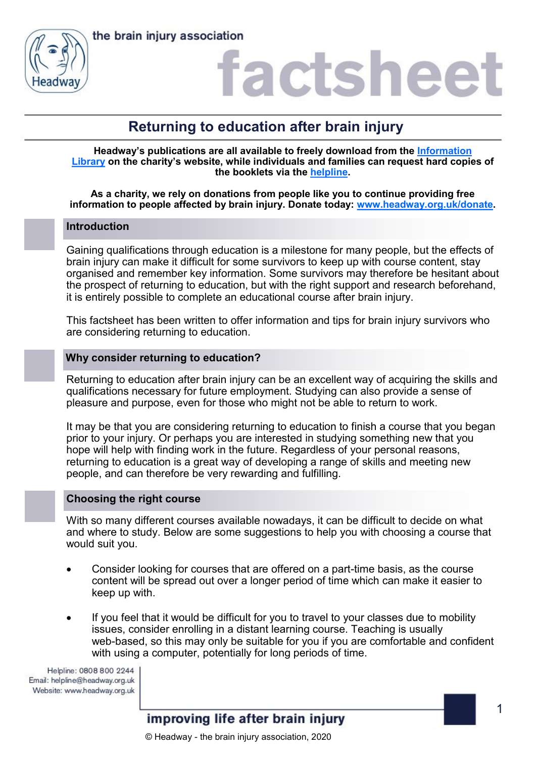# Returning to education after brain injury

**Headway's publications are all available to freely download from the Information Library on the charity's website, while individuals and families can request hard copies of the booklets via the helpline.**

**As a charity, we rely on donations from people like you to continue providing free information to people affected by brain injury. Donate today: www.headway.org.uk/donate.**

## Introduction

Gaining qualifications through education is a milestone for many people, but the effects of brain injury can make it difficult for some survivors to keep up with course content, stay organised and remember key information. Some survivors may therefore be hesitant about the prospect of returning to education, but with the right support and research beforehand, it is entirely possible to complete an educational course after brain injury.

This factsheet has been written to offer information and tips for brain injury survivors who are considering returning to education.

## Why consider returning to education?

Returning to education after brain injury can be an excellent way of acquiring the skills and qualifications necessary for future employment. Studying can also provide a sense of pleasure and purpose, even for those who might not be able to return to work.

It may be that you are considering returning to education to finish a course that you began prior to your injury. Or perhaps you are interested in studying something new that you hope will help with finding work in the future. Regardless of your personal reasons, returning to education is a great way of developing a range of skills and meeting new people, and can therefore be very rewarding and fulfilling.

## Choosing the right course

With so many different courses available nowadays, it can be difficult to decide on what and where to study. Below are some suggestions to help you with choosing a course that would suit you.

- Consider looking for courses that are offered on a part-time basis, as the course content will be spread out over a longer period of time which can make it easier to keep up with.
- If you feel that it would be difficult for you to travel to your classes due to mobility issues, consider enrolling in a distant learning course. Teaching is usually web-based, so this may only be suitable for you if you are comfortable and confident with using a computer, potentially for long periods of time.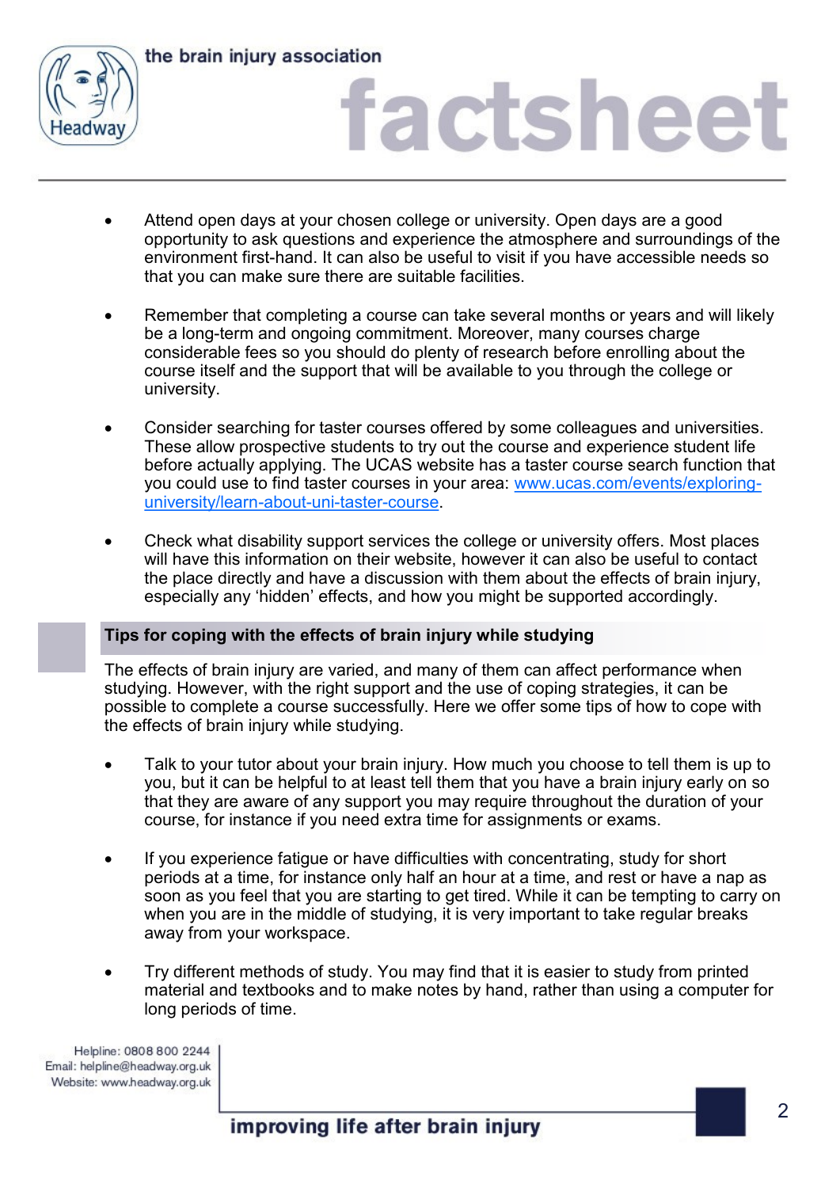- Attend open days at your chosen college or university. Open days are a good opportunity to ask questions and experience the atmosphere and surroundings of the environment first-hand. It can also be useful to visit if you have accessible needs so that you can make sure there are suitable facilities.

- Remember that completing a course can take several months or years and will likely be a long-term and ongoing commitment. Moreover, many courses charge considerable fees so you should do plenty of research before enrolling about the course itself and the support that will be available to you through the college or university.

- Consider searching for taster courses offered by some colleagues and universities. These allow prospective students to try out the course and experience student life before actually applying. The UCAS website has a taster course search function that you could use to find taster courses in your area: [www.ucas.com/events/exploring-university/learn-about-uni-taster-course](www.ucas.com/events/exploring-university/learn-about-uni-taster-course).

- Check what disability support services the college or university offers. Most places will have this information on their website, however it can also be useful to contact the place directly and have a discussion with them about the effects of brain injury, especially any 'hidden' effects, and how you might be supported accordingly.

## Tips for coping with the effects of brain injury while studying

The effects of brain injury are varied, and many of them can affect performance when studying. However, with the right support and the use of coping strategies, it can be possible to complete a course successfully. Here we offer some tips of how to cope with the effects of brain injury while studying.

- Talk to your tutor about your brain injury. How much you choose to tell them is up to you, but it can be helpful to at least tell them that you have a brain injury early on so that they are aware of any support you may require throughout the duration of your course, for instance if you need extra time for assignments or exams.

- If you experience fatigue or have difficulties with concentrating, study for short periods at a time, for instance only half an hour at a time, and rest or have a nap as soon as you feel that you are starting to get tired. While it can be tempting to carry on when you are in the middle of studying, it is very important to take regular breaks away from your workspace.

- Try different methods of study. You may find that it is easier to study from printed material and textbooks and to make notes by hand, rather than using a computer for long periods of time.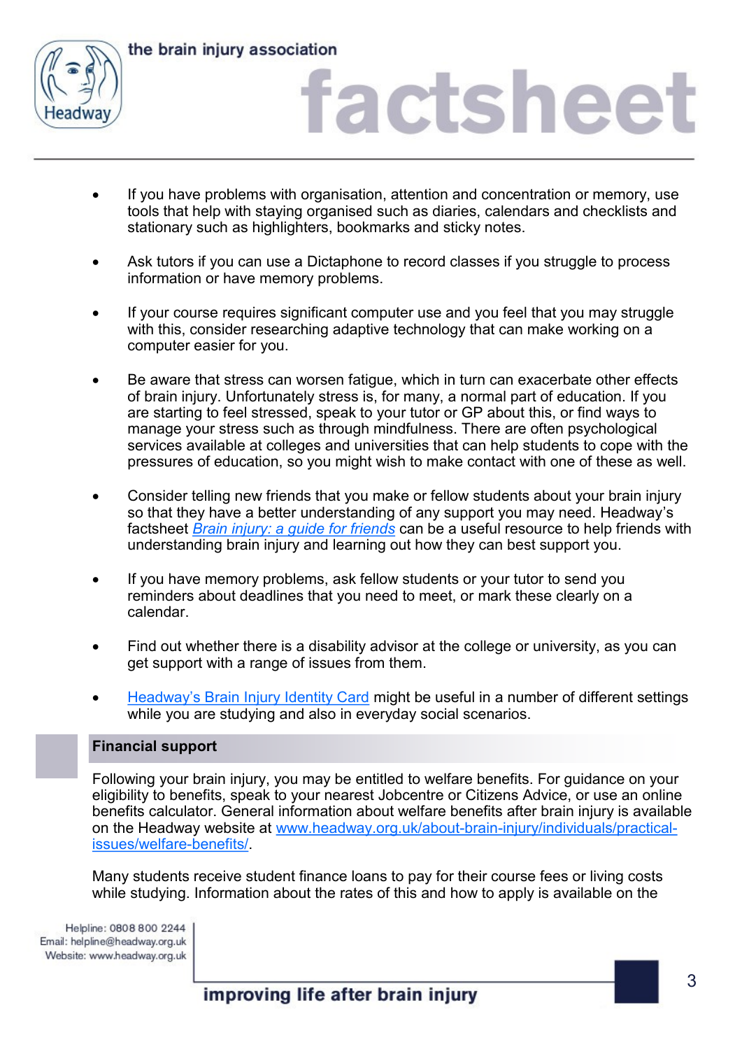- If you have problems with organisation, attention and concentration or memory, use tools that help with staying organised such as diaries, calendars and checklists and stationary such as highlighters, bookmarks and sticky notes.

- Ask tutors if you can use a Dictaphone to record classes if you struggle to process information or have memory problems.

- If your course requires significant computer use and you feel that you may struggle with this, consider researching adaptive technology that can make working on a computer easier for you.

- Be aware that stress can worsen fatigue, which in turn can exacerbate other effects of brain injury. Unfortunately stress is, for many, a normal part of education. If you are starting to feel stressed, speak to your tutor or GP about this, or find ways to manage your stress such as through mindfulness. There are often psychological services available at colleges and universities that can help students to cope with the pressures of education, so you might wish to make contact with one of these as well.

- Consider telling new friends that you make or fellow students about your brain injury so that they have a better understanding of any support you may need. Headway's factsheet *Brain injury: a guide for friends* can be a useful resource to help friends with understanding brain injury and learning out how they can best support you.

- If you have memory problems, ask fellow students or your tutor to send you reminders about deadlines that you need to meet, or mark these clearly on a calendar.

- Find out whether there is a disability advisor at the college or university, as you can get support with a range of issues from them.

- Headway's Brain Injury Identity Card might be useful in a number of different settings while you are studying and also in everyday social scenarios.

## Financial support

Following your brain injury, you may be entitled to welfare benefits. For guidance on your eligibility to benefits, speak to your nearest Jobcentre or Citizens Advice, or use an online benefits calculator. General information about welfare benefits after brain injury is available on the Headway website at www.headway.org.uk/about-brain-injury/individuals/practical-issues/welfare-benefits/.

Many students receive student finance loans to pay for their course fees or living costs while studying. Information about the rates of this and how to apply is available on the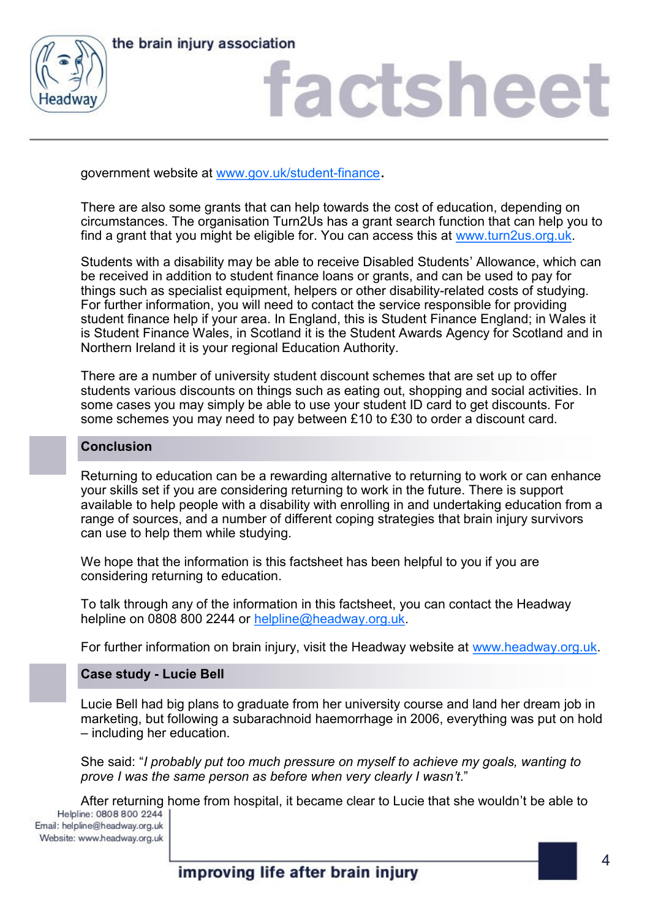government website at [www.gov.uk/student-finance](http://www.gov.uk/student-finance).

There are also some grants that can help towards the cost of education, depending on circumstances. The organisation Turn2Us has a grant search function that can help you to find a grant that you might be eligible for. You can access this at [www.turn2us.org.uk](http://www.turn2us.org.uk).

Students with a disability may be able to receive Disabled Students' Allowance, which can be received in addition to student finance loans or grants, and can be used to pay for things such as specialist equipment, helpers or other disability-related costs of studying. For further information, you will need to contact the service responsible for providing student finance help if your area. In England, this is Student Finance England; in Wales it is Student Finance Wales, in Scotland it is the Student Awards Agency for Scotland and in Northern Ireland it is your regional Education Authority.

There are a number of university student discount schemes that are set up to offer students various discounts on things such as eating out, shopping and social activities. In some cases you may simply be able to use your student ID card to get discounts. For some schemes you may need to pay between £10 to £30 to order a discount card.

## Conclusion

Returning to education can be a rewarding alternative to returning to work or can enhance your skills set if you are considering returning to work in the future. There is support available to help people with a disability with enrolling in and undertaking education from a range of sources, and a number of different coping strategies that brain injury survivors can use to help them while studying.

We hope that the information is this factsheet has been helpful to you if you are considering returning to education.

To talk through any of the information in this factsheet, you can contact the Headway helpline on 0808 800 2244 or [helpline@headway.org.uk](mailto:helpline@headway.org.uk).

For further information on brain injury, visit the Headway website at [www.headway.org.uk](http://www.headway.org.uk).

## Case study - Lucie Bell

Lucie Bell had big plans to graduate from her university course and land her dream job in marketing, but following a subarachnoid haemorrhage in 2006, everything was put on hold – including her education.

She said: "*I probably put too much pressure on myself to achieve my goals, wanting to prove I was the same person as before when very clearly I wasn't.*"

After returning home from hospital, it became clear to Lucie that she wouldn't be able to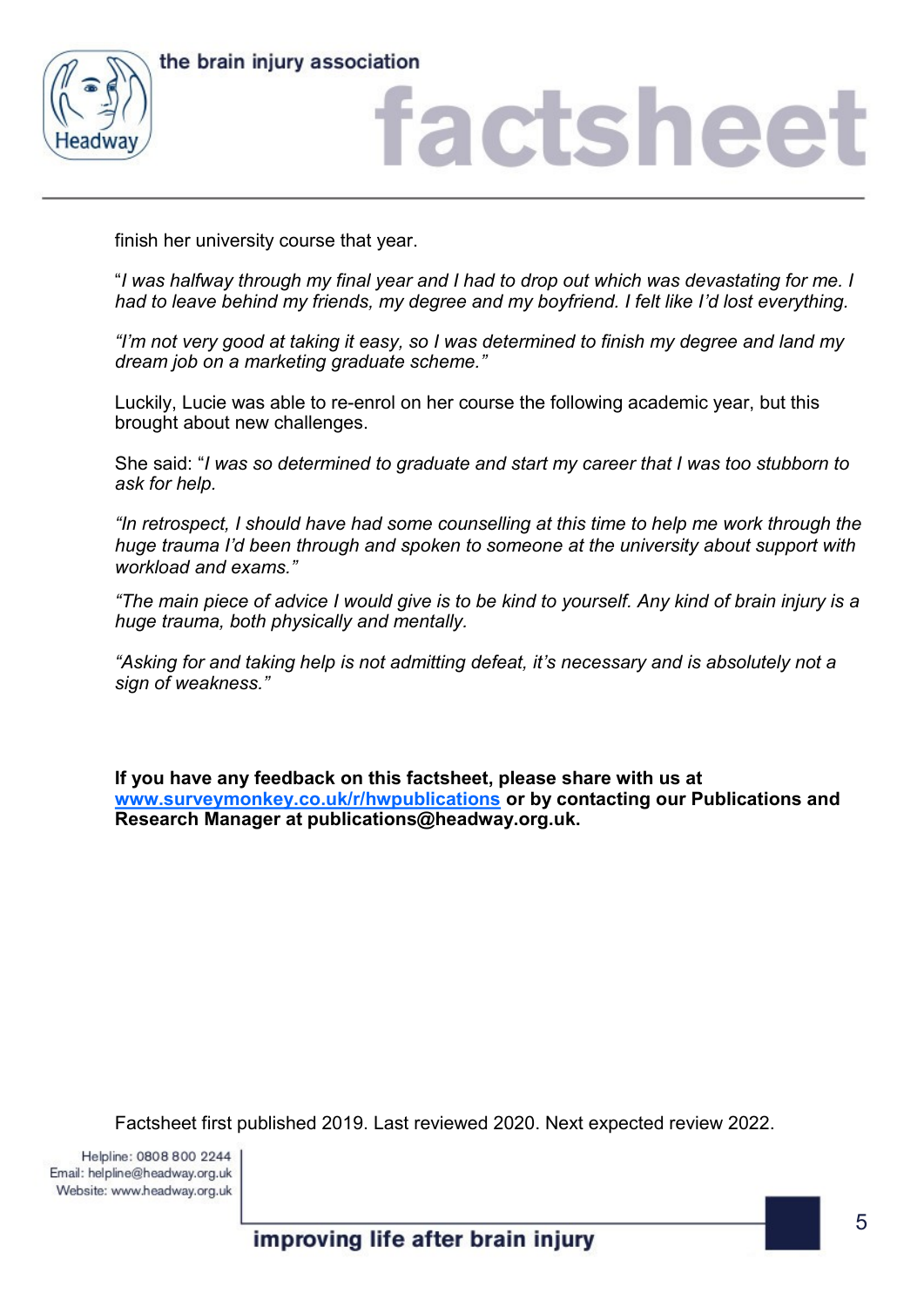finish her university course that year.

"*I was halfway through my final year and I had to drop out which was devastating for me. I had to leave behind my friends, my degree and my boyfriend. I felt like I'd lost everything.*

*"I'm not very good at taking it easy, so I was determined to finish my degree and land my dream job on a marketing graduate scheme."*

Luckily, Lucie was able to re-enrol on her course the following academic year, but this brought about new challenges.

She said: "*I was so determined to graduate and start my career that I was too stubborn to ask for help.*

*"In retrospect, I should have had some counselling at this time to help me work through the huge trauma I'd been through and spoken to someone at the university about support with workload and exams."*

*"The main piece of advice I would give is to be kind to yourself. Any kind of brain injury is a huge trauma, both physically and mentally.*

*"Asking for and taking help is not admitting defeat, it's necessary and is absolutely not a sign of weakness."*

**If you have any feedback on this factsheet, please share with us at [www.surveymonkey.co.uk/r/hwpublications](www.surveymonkey.co.uk/r/hwpublications) or by contacting our Publications and Research Manager at publications@headway.org.uk.**

Factsheet first published 2019. Last reviewed 2020. Next expected review 2022.